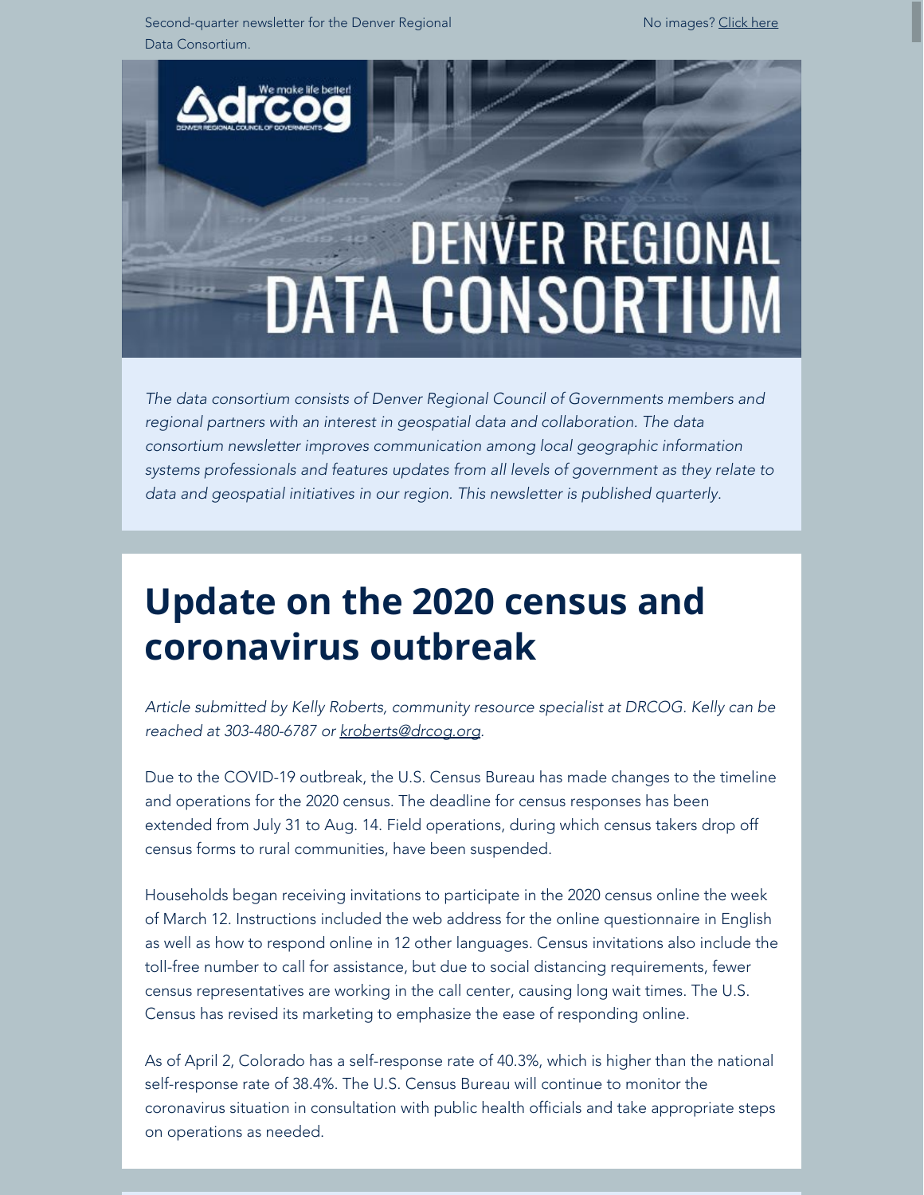Second-quarter newsletter for the Denver Regional Data Consortium.

No images? Click here

# DENVER REGIONAL DATA CONSORTIUM

*The data consortium consists of Denver Regional Council of Governments members and regional partners with an interest in geospatial data and collaboration. The data consortium newsletter improves communication among local geographic information systems professionals and features updates from all levels of government as they relate to data and geospatial initiatives in our region. This newsletter is published quarterly.*

## Update on the 2020 census and coronavirus outbreak

*Article submitted by Kelly Roberts, community resource specialist at DRCOG. Kelly can be reached at 303-480-6787 or kroberts@drcog.org.*

Due to the COVID-19 outbreak, the U.S. Census Bureau has made changes to the timeline and operations for the 2020 census. The deadline for census responses has been extended from July 31 to Aug. 14. Field operations, during which census takers drop off census forms to rural communities, have been suspended.

Households began receiving invitations to participate in the 2020 census online the week of March 12. Instructions included the web address for the online questionnaire in English as well as how to respond online in 12 other languages. Census invitations also include the toll-free number to call for assistance, but due to social distancing requirements, fewer census representatives are working in the call center, causing long wait times. The U.S. Census has revised its marketing to emphasize the ease of responding online.

As of April 2, Colorado has a self-response rate of 40.3%, which is higher than the national self-response rate of 38.4%. The U.S. Census Bureau will continue to monitor the coronavirus situation in consultation with public health officials and take appropriate steps on operations as needed.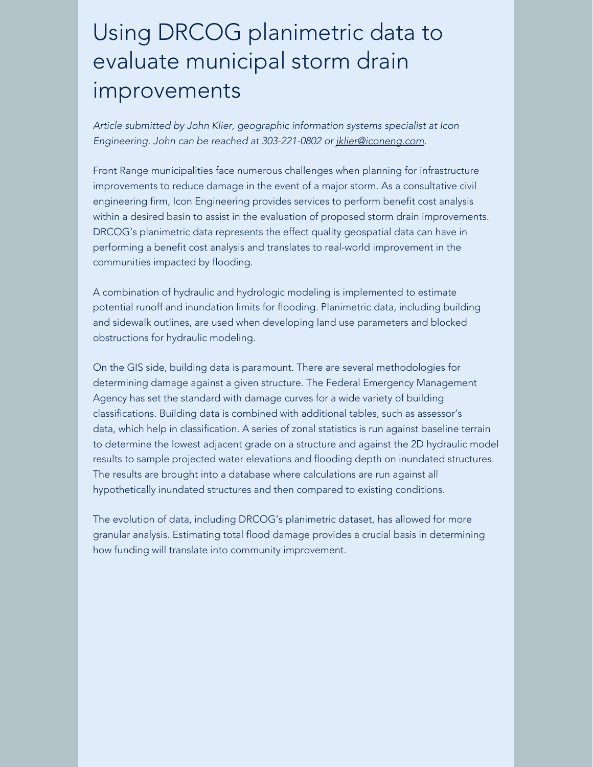# Using DRCOG planimetric data to evaluate municipal storm drain improvements

*Article submitted by John Klier, geographic information systems specialist at Icon Engineering. John can be reached at 303-221-0802 or jklier@iconeng.com.*

Front Range municipalities face numerous challenges when planning for infrastructure improvements to reduce damage in the event of a major storm. As a consultative civil engineering firm, Icon Engineering provides services to perform benefit cost analysis within a desired basin to assist in the evaluation of proposed storm drain improvements. DRCOG's planimetric data represents the effect quality geospatial data can have in performing a benefit cost analysis and translates to real-world improvement in the communities impacted by flooding.

A combination of hydraulic and hydrologic modeling is implemented to estimate potential runoff and inundation limits for flooding. Planimetric data, including building and sidewalk outlines, are used when developing land use parameters and blocked obstructions for hydraulic modeling.

On the GIS side, building data is paramount. There are several methodologies for determining damage against a given structure. The Federal Emergency Management Agency has set the standard with damage curves for a wide variety of building classifications. Building data is combined with additional tables, such as assessor's data, which help in classification. A series of zonal statistics is run against baseline terrain to determine the lowest adjacent grade on a structure and against the 2D hydraulic model results to sample projected water elevations and flooding depth on inundated structures. The results are brought into a database where calculations are run against all hypothetically inundated structures and then compared to existing conditions.

The evolution of data, including DRCOG's planimetric dataset, has allowed for more granular analysis. Estimating total flood damage provides a crucial basis in determining how funding will translate into community improvement.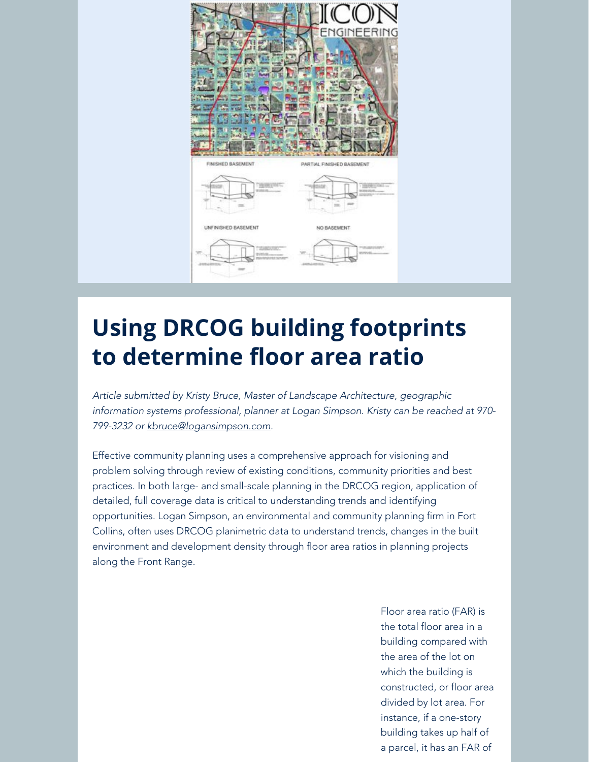# Using DRCOG building footprints to determine floor area ratio

*Article submitted by Kristy Bruce, Master of Landscape Architecture, geographic information systems professional, planner at Logan Simpson. Kristy can be reached at 970-799-3232 or kbruce@logansimpson.com.*

Effective community planning uses a comprehensive approach for visioning and problem solving through review of existing conditions, community priorities and best practices. In both large- and small-scale planning in the DRCOG region, application of detailed, full coverage data is critical to understanding trends and identifying opportunities. Logan Simpson, an environmental and community planning firm in Fort Collins, often uses DRCOG planimetric data to understand trends, changes in the built environment and development density through floor area ratios in planning projects along the Front Range.

Floor area ratio (FAR) is the total floor area in a building compared with the area of the lot on which the building is constructed, or floor area divided by lot area. For instance, if a one-story building takes up half of a parcel, it has an FAR of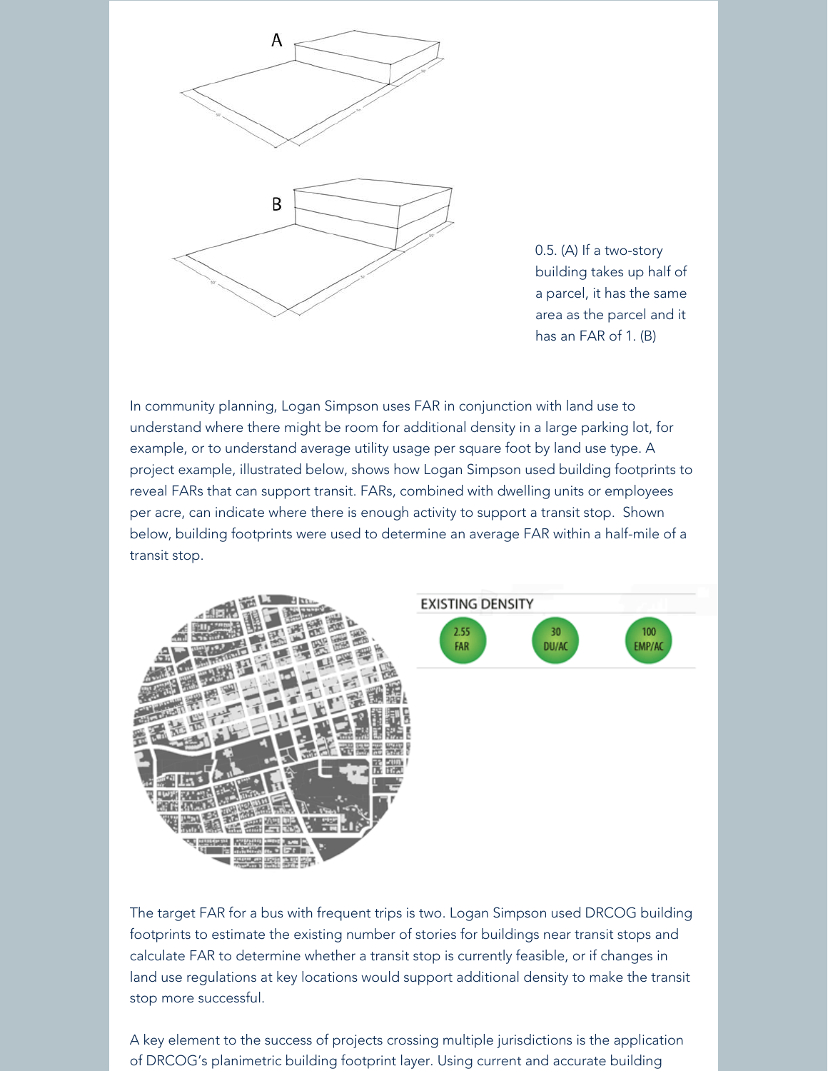0.5. (A) If a two-story building takes up half of a parcel, it has the same area as the parcel and it has an FAR of 1. (B)

In community planning, Logan Simpson uses FAR in conjunction with land use to understand where there might be room for additional density in a large parking lot, for example, or to understand average utility usage per square foot by land use type. A project example, illustrated below, shows how Logan Simpson used building footprints to reveal FARs that can support transit. FARs, combined with dwelling units or employees per acre, can indicate where there is enough activity to support a transit stop. Shown below, building footprints were used to determine an average FAR within a half-mile of a transit stop.

EXISTING DENSITY

2.55 FAR

30 DU/AC

100 EMP/AC

The target FAR for a bus with frequent trips is two. Logan Simpson used DRCOG building footprints to estimate the existing number of stories for buildings near transit stops and calculate FAR to determine whether a transit stop is currently feasible, or if changes in land use regulations at key locations would support additional density to make the transit stop more successful.

A key element to the success of projects crossing multiple jurisdictions is the application of DRCOG's planimetric building footprint layer. Using current and accurate building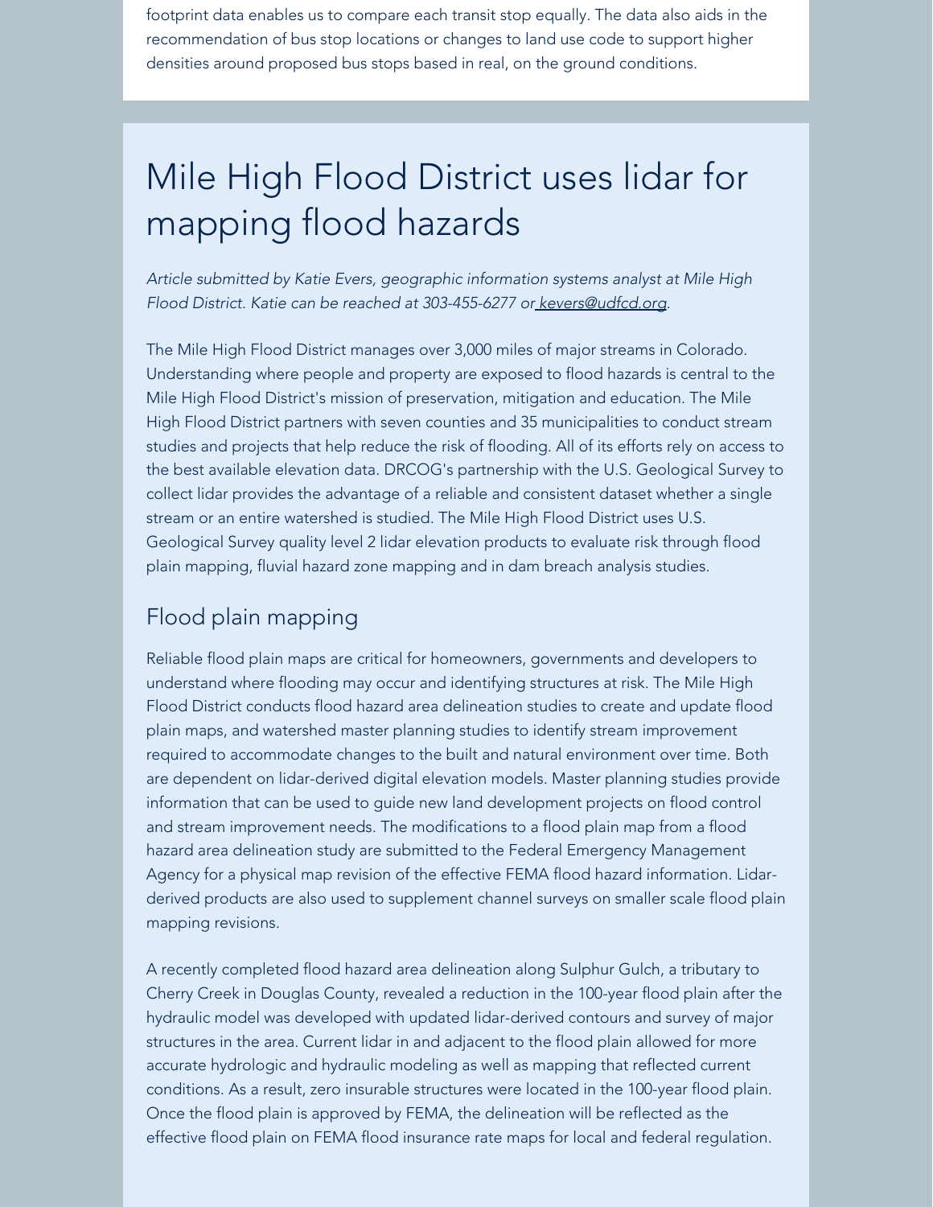footprint data enables us to compare each transit stop equally. The data also aids in the recommendation of bus stop locations or changes to land use code to support higher densities around proposed bus stops based in real, on the ground conditions.

# Mile High Flood District uses lidar for mapping flood hazards

*Article submitted by Katie Evers, geographic information systems analyst at Mile High Flood District. Katie can be reached at 303-455-6277 or kevers@udfcd.org.*

The Mile High Flood District manages over 3,000 miles of major streams in Colorado. Understanding where people and property are exposed to flood hazards is central to the Mile High Flood District's mission of preservation, mitigation and education. The Mile High Flood District partners with seven counties and 35 municipalities to conduct stream studies and projects that help reduce the risk of flooding. All of its efforts rely on access to the best available elevation data. DRCOG's partnership with the U.S. Geological Survey to collect lidar provides the advantage of a reliable and consistent dataset whether a single stream or an entire watershed is studied. The Mile High Flood District uses U.S. Geological Survey quality level 2 lidar elevation products to evaluate risk through flood plain mapping, fluvial hazard zone mapping and in dam breach analysis studies.

## Flood plain mapping

Reliable flood plain maps are critical for homeowners, governments and developers to understand where flooding may occur and identifying structures at risk. The Mile High Flood District conducts flood hazard area delineation studies to create and update flood plain maps, and watershed master planning studies to identify stream improvement required to accommodate changes to the built and natural environment over time. Both are dependent on lidar-derived digital elevation models. Master planning studies provide information that can be used to guide new land development projects on flood control and stream improvement needs. The modifications to a flood plain map from a flood hazard area delineation study are submitted to the Federal Emergency Management Agency for a physical map revision of the effective FEMA flood hazard information. Lidar-derived products are also used to supplement channel surveys on smaller scale flood plain mapping revisions.

A recently completed flood hazard area delineation along Sulphur Gulch, a tributary to Cherry Creek in Douglas County, revealed a reduction in the 100-year flood plain after the hydraulic model was developed with updated lidar-derived contours and survey of major structures in the area. Current lidar in and adjacent to the flood plain allowed for more accurate hydrologic and hydraulic modeling as well as mapping that reflected current conditions. As a result, zero insurable structures were located in the 100-year flood plain. Once the flood plain is approved by FEMA, the delineation will be reflected as the effective flood plain on FEMA flood insurance rate maps for local and federal regulation.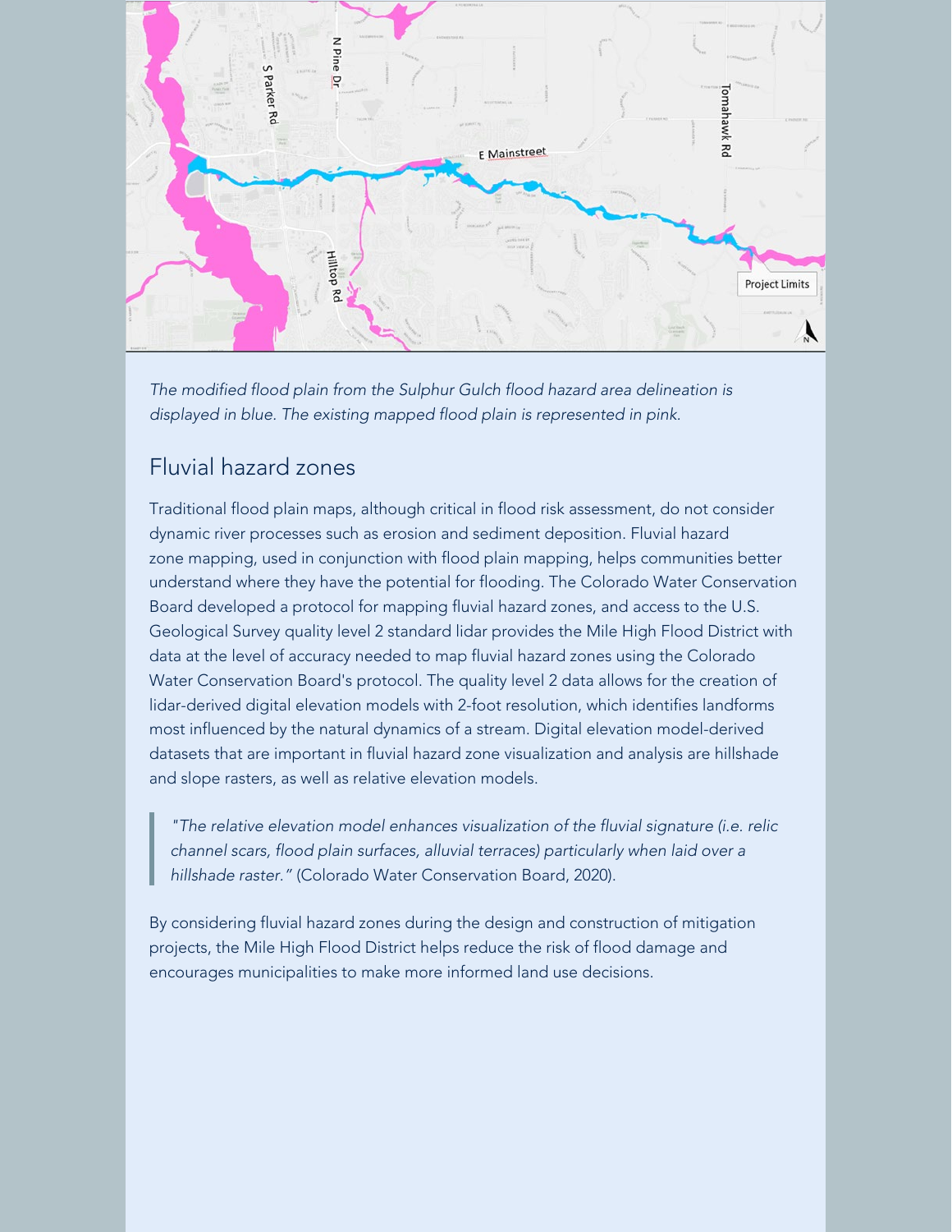*The modified flood plain from the Sulphur Gulch flood hazard area delineation is displayed in blue. The existing mapped flood plain is represented in pink.*

## Fluvial hazard zones

Traditional flood plain maps, although critical in flood risk assessment, do not consider dynamic river processes such as erosion and sediment deposition. Fluvial hazard zone mapping, used in conjunction with flood plain mapping, helps communities better understand where they have the potential for flooding. The Colorado Water Conservation Board developed a protocol for mapping fluvial hazard zones, and access to the U.S. Geological Survey quality level 2 standard lidar provides the Mile High Flood District with data at the level of accuracy needed to map fluvial hazard zones using the Colorado Water Conservation Board's protocol. The quality level 2 data allows for the creation of lidar-derived digital elevation models with 2-foot resolution, which identifies landforms most influenced by the natural dynamics of a stream. Digital elevation model-derived datasets that are important in fluvial hazard zone visualization and analysis are hillshade and slope rasters, as well as relative elevation models.

> *"The relative elevation model enhances visualization of the fluvial signature (i.e. relic channel scars, flood plain surfaces, alluvial terraces) particularly when laid over a hillshade raster."* (Colorado Water Conservation Board, 2020).

By considering fluvial hazard zones during the design and construction of mitigation projects, the Mile High Flood District helps reduce the risk of flood damage and encourages municipalities to make more informed land use decisions.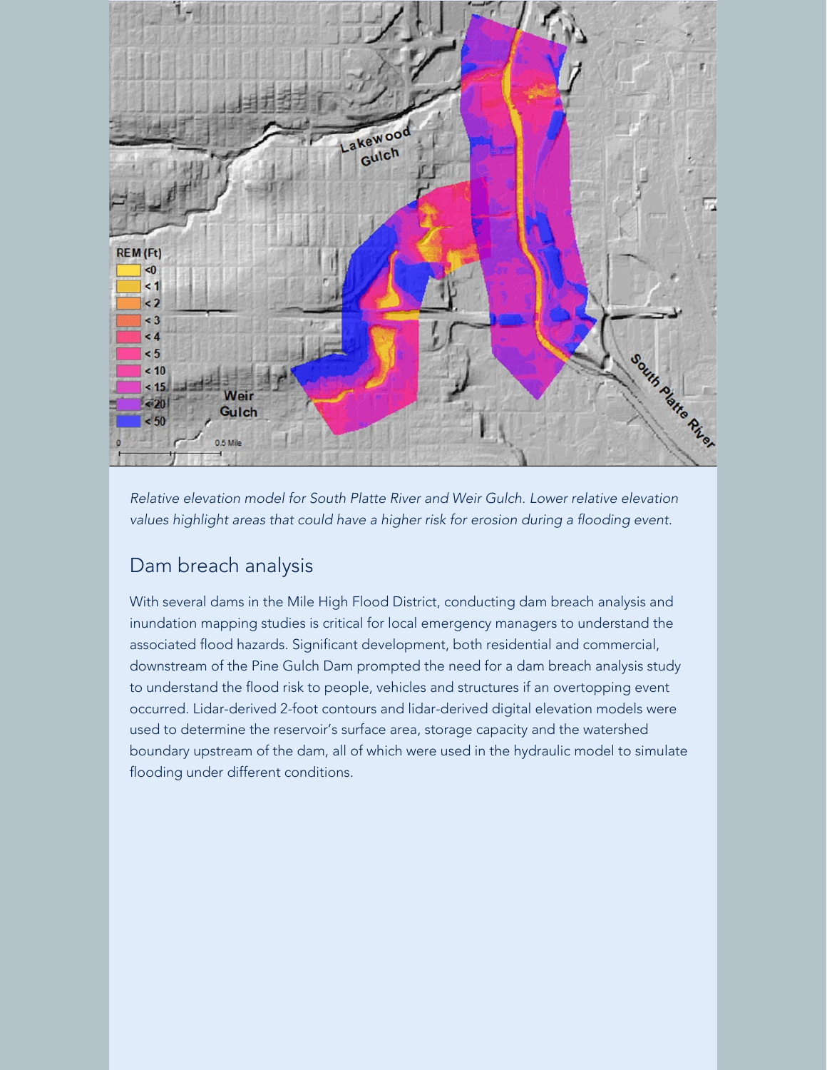*Relative elevation model for South Platte River and Weir Gulch. Lower relative elevation values highlight areas that could have a higher risk for erosion during a flooding event.*

## Dam breach analysis

With several dams in the Mile High Flood District, conducting dam breach analysis and inundation mapping studies is critical for local emergency managers to understand the associated flood hazards. Significant development, both residential and commercial, downstream of the Pine Gulch Dam prompted the need for a dam breach analysis study to understand the flood risk to people, vehicles and structures if an overtopping event occurred. Lidar-derived 2-foot contours and lidar-derived digital elevation models were used to determine the reservoir's surface area, storage capacity and the watershed boundary upstream of the dam, all of which were used in the hydraulic model to simulate flooding under different conditions.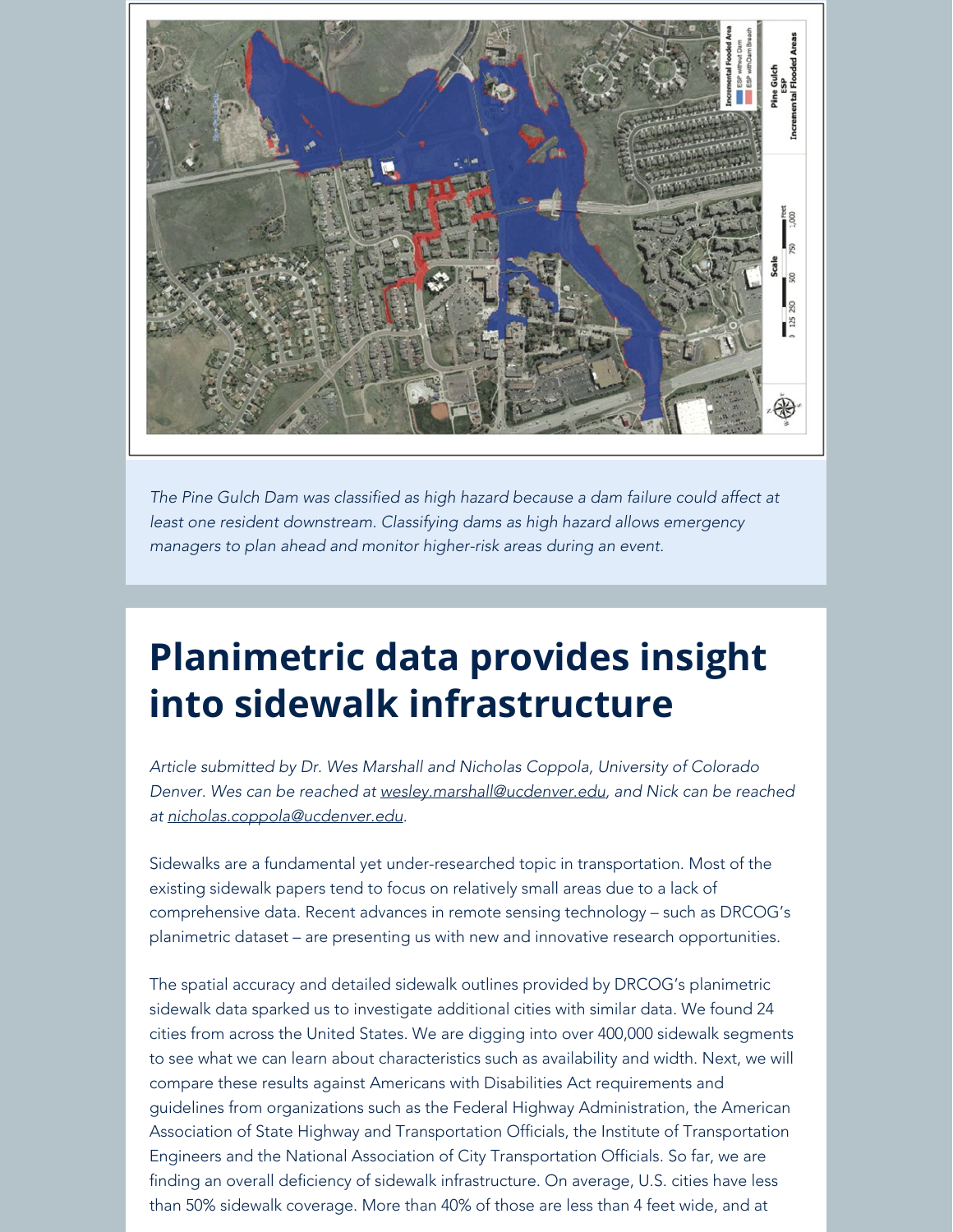*The Pine Gulch Dam was classified as high hazard because a dam failure could affect at least one resident downstream. Classifying dams as high hazard allows emergency managers to plan ahead and monitor higher-risk areas during an event.*

# Planimetric data provides insight into sidewalk infrastructure

*Article submitted by Dr. Wes Marshall and Nicholas Coppola, University of Colorado Denver. Wes can be reached at wesley.marshall@ucdenver.edu, and Nick can be reached at nicholas.coppola@ucdenver.edu.*

Sidewalks are a fundamental yet under-researched topic in transportation. Most of the existing sidewalk papers tend to focus on relatively small areas due to a lack of comprehensive data. Recent advances in remote sensing technology – such as DRCOG's planimetric dataset – are presenting us with new and innovative research opportunities.

The spatial accuracy and detailed sidewalk outlines provided by DRCOG's planimetric sidewalk data sparked us to investigate additional cities with similar data. We found 24 cities from across the United States. We are digging into over 400,000 sidewalk segments to see what we can learn about characteristics such as availability and width. Next, we will compare these results against Americans with Disabilities Act requirements and guidelines from organizations such as the Federal Highway Administration, the American Association of State Highway and Transportation Officials, the Institute of Transportation Engineers and the National Association of City Transportation Officials. So far, we are finding an overall deficiency of sidewalk infrastructure. On average, U.S. cities have less than 50% sidewalk coverage. More than 40% of those are less than 4 feet wide, and at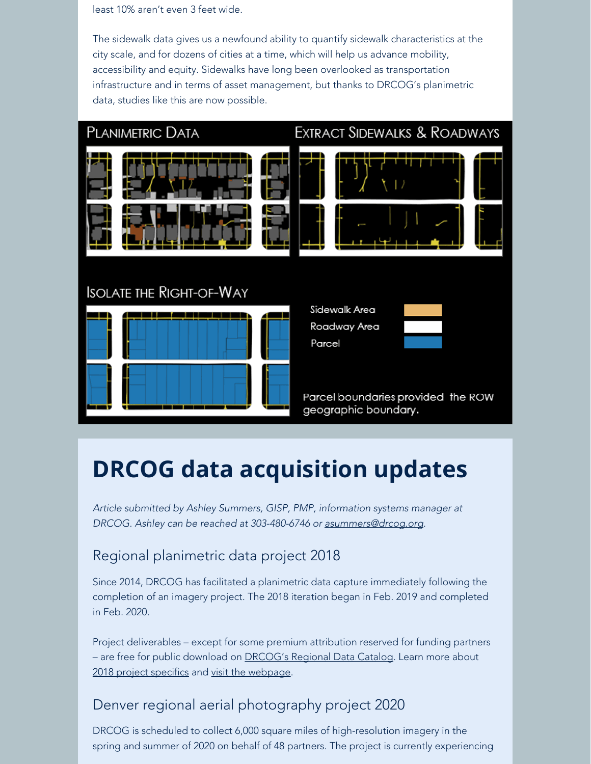least 10% aren't even 3 feet wide.

The sidewalk data gives us a newfound ability to quantify sidewalk characteristics at the city scale, and for dozens of cities at a time, which will help us advance mobility, accessibility and equity. Sidewalks have long been overlooked as transportation infrastructure and in terms of asset management, but thanks to DRCOG's planimetric data, studies like this are now possible.

Planimetric Data

Extract Sidewalks & Roadways

Isolate the Right-of-Way

Sidewalk Area
Roadway Area
Parcel

Parcel boundaries provided the ROW geographic boundary.

# DRCOG data acquisition updates

*Article submitted by Ashley Summers, GISP, PMP, information systems manager at DRCOG. Ashley can be reached at 303-480-6746 or asummers@drcog.org.*

## Regional planimetric data project 2018

Since 2014, DRCOG has facilitated a planimetric data capture immediately following the completion of an imagery project. The 2018 iteration began in Feb. 2019 and completed in Feb. 2020.

Project deliverables – except for some premium attribution reserved for funding partners – are free for public download on DRCOG's Regional Data Catalog. Learn more about 2018 project specifics and visit the webpage.

## Denver regional aerial photography project 2020

DRCOG is scheduled to collect 6,000 square miles of high-resolution imagery in the spring and summer of 2020 on behalf of 48 partners. The project is currently experiencing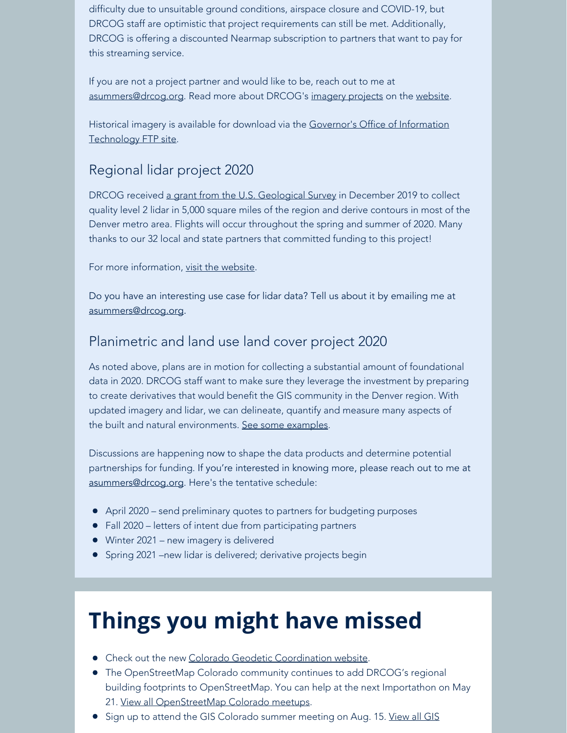difficulty due to unsuitable ground conditions, airspace closure and COVID-19, but DRCOG staff are optimistic that project requirements can still be met. Additionally, DRCOG is offering a discounted Nearmap subscription to partners that want to pay for this streaming service.

If you are not a project partner and would like to be, reach out to me at asummers@drcog.org. Read more about DRCOG's imagery projects on the website.

Historical imagery is available for download via the Governor's Office of Information Technology FTP site.

### Regional lidar project 2020

DRCOG received a grant from the U.S. Geological Survey in December 2019 to collect quality level 2 lidar in 5,000 square miles of the region and derive contours in most of the Denver metro area. Flights will occur throughout the spring and summer of 2020. Many thanks to our 32 local and state partners that committed funding to this project!

For more information, visit the website.

Do you have an interesting use case for lidar data? Tell us about it by emailing me at asummers@drcog.org.

### Planimetric and land use land cover project 2020

As noted above, plans are in motion for collecting a substantial amount of foundational data in 2020. DRCOG staff want to make sure they leverage the investment by preparing to create derivatives that would benefit the GIS community in the Denver region. With updated imagery and lidar, we can delineate, quantify and measure many aspects of the built and natural environments. See some examples.

Discussions are happening now to shape the data products and determine potential partnerships for funding. If you're interested in knowing more, please reach out to me at asummers@drcog.org. Here's the tentative schedule:

- April 2020 – send preliminary quotes to partners for budgeting purposes
- Fall 2020 – letters of intent due from participating partners
- Winter 2021 – new imagery is delivered
- Spring 2021 –new lidar is delivered; derivative projects begin

# Things you might have missed

- Check out the new Colorado Geodetic Coordination website.
- The OpenStreetMap Colorado community continues to add DRCOG's regional building footprints to OpenStreetMap. You can help at the next Importathon on May 21. View all OpenStreetMap Colorado meetups.
- Sign up to attend the GIS Colorado summer meeting on Aug. 15. View all GIS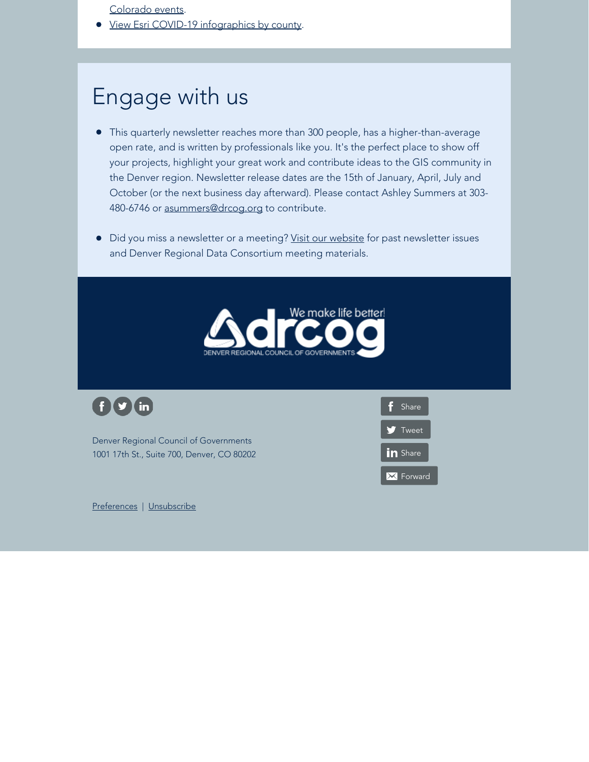Colorado events.
- View Esri COVID-19 infographics by county.

# Engage with us

- This quarterly newsletter reaches more than 300 people, has a higher-than-average open rate, and is written by professionals like you. It's the perfect place to show off your projects, highlight your great work and contribute ideas to the GIS community in the Denver region. Newsletter release dates are the 15th of January, April, July and October (or the next business day afterward). Please contact Ashley Summers at 303-480-6746 or asummers@drcog.org to contribute.

- Did you miss a newsletter or a meeting? Visit our website for past newsletter issues and Denver Regional Data Consortium meeting materials.

Share
Tweet
Share
Forward

Denver Regional Council of Governments
1001 17th St., Suite 700, Denver, CO 80202

Preferences | Unsubscribe